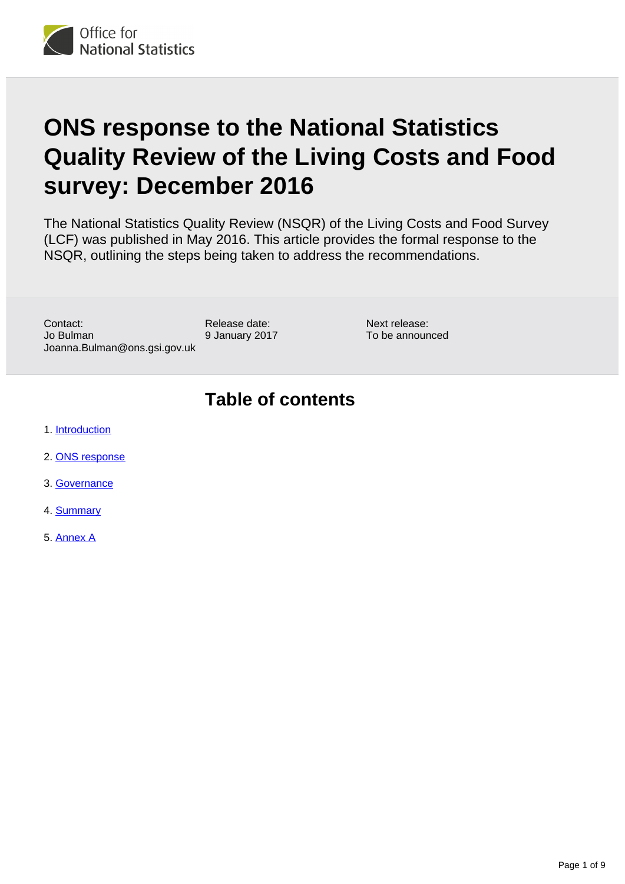# ONS response to the National Statistics Quality Review of the Living Costs and Food survey: December 2016

The National Statistics Quality Review (NSQR) of the Living Costs and Food Survey (LCF) was published in May 2016. This article provides the formal response to the NSQR, outlining the steps being taken to address the recommendations.

Contact:
Jo Bulman
Joanna.Bulman@ons.gsi.gov.uk

Release date:
9 January 2017

Next release:
To be announced

## Table of contents

1. Introduction
2. ONS response
3. Governance
4. Summary
5. Annex A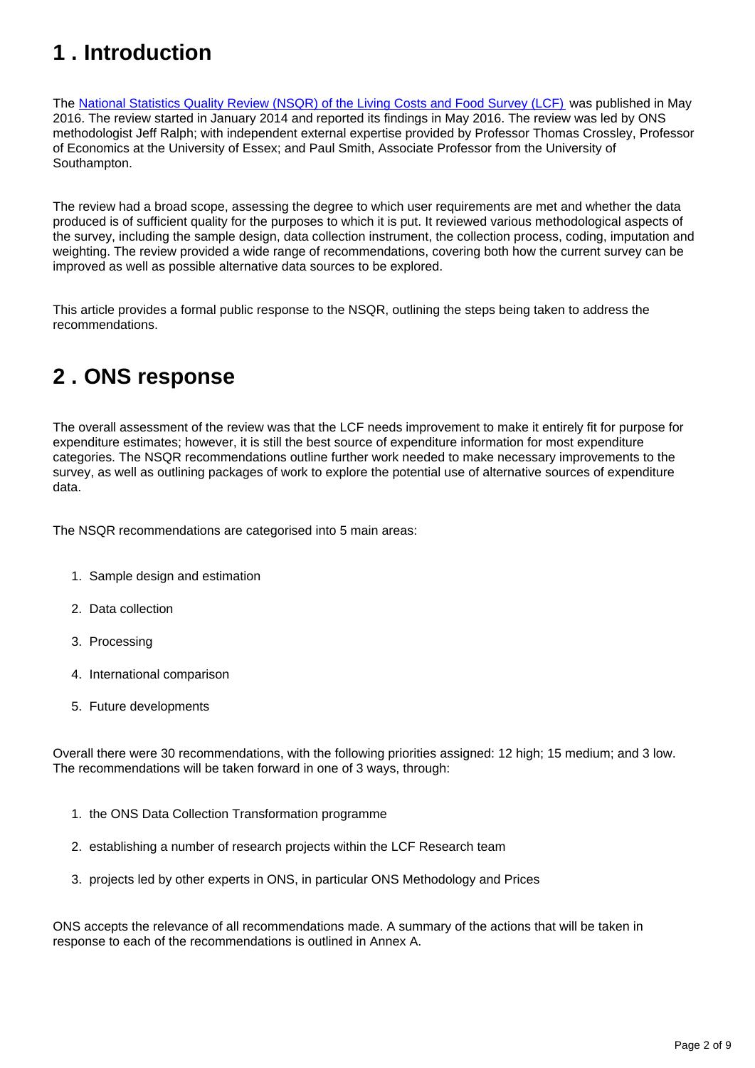## 1 . Introduction

The [National Statistics Quality Review (NSQR) of the Living Costs and Food Survey (LCF)](#) was published in May 2016. The review started in January 2014 and reported its findings in May 2016. The review was led by ONS methodologist Jeff Ralph; with independent external expertise provided by Professor Thomas Crossley, Professor of Economics at the University of Essex; and Paul Smith, Associate Professor from the University of Southampton.

The review had a broad scope, assessing the degree to which user requirements are met and whether the data produced is of sufficient quality for the purposes to which it is put. It reviewed various methodological aspects of the survey, including the sample design, data collection instrument, the collection process, coding, imputation and weighting. The review provided a wide range of recommendations, covering both how the current survey can be improved as well as possible alternative data sources to be explored.

This article provides a formal public response to the NSQR, outlining the steps being taken to address the recommendations.

## 2 . ONS response

The overall assessment of the review was that the LCF needs improvement to make it entirely fit for purpose for expenditure estimates; however, it is still the best source of expenditure information for most expenditure categories. The NSQR recommendations outline further work needed to make necessary improvements to the survey, as well as outlining packages of work to explore the potential use of alternative sources of expenditure data.

The NSQR recommendations are categorised into 5 main areas:

1. Sample design and estimation
2. Data collection
3. Processing
4. International comparison
5. Future developments

Overall there were 30 recommendations, with the following priorities assigned: 12 high; 15 medium; and 3 low. The recommendations will be taken forward in one of 3 ways, through:

1. the ONS Data Collection Transformation programme
2. establishing a number of research projects within the LCF Research team
3. projects led by other experts in ONS, in particular ONS Methodology and Prices

ONS accepts the relevance of all recommendations made. A summary of the actions that will be taken in response to each of the recommendations is outlined in Annex A.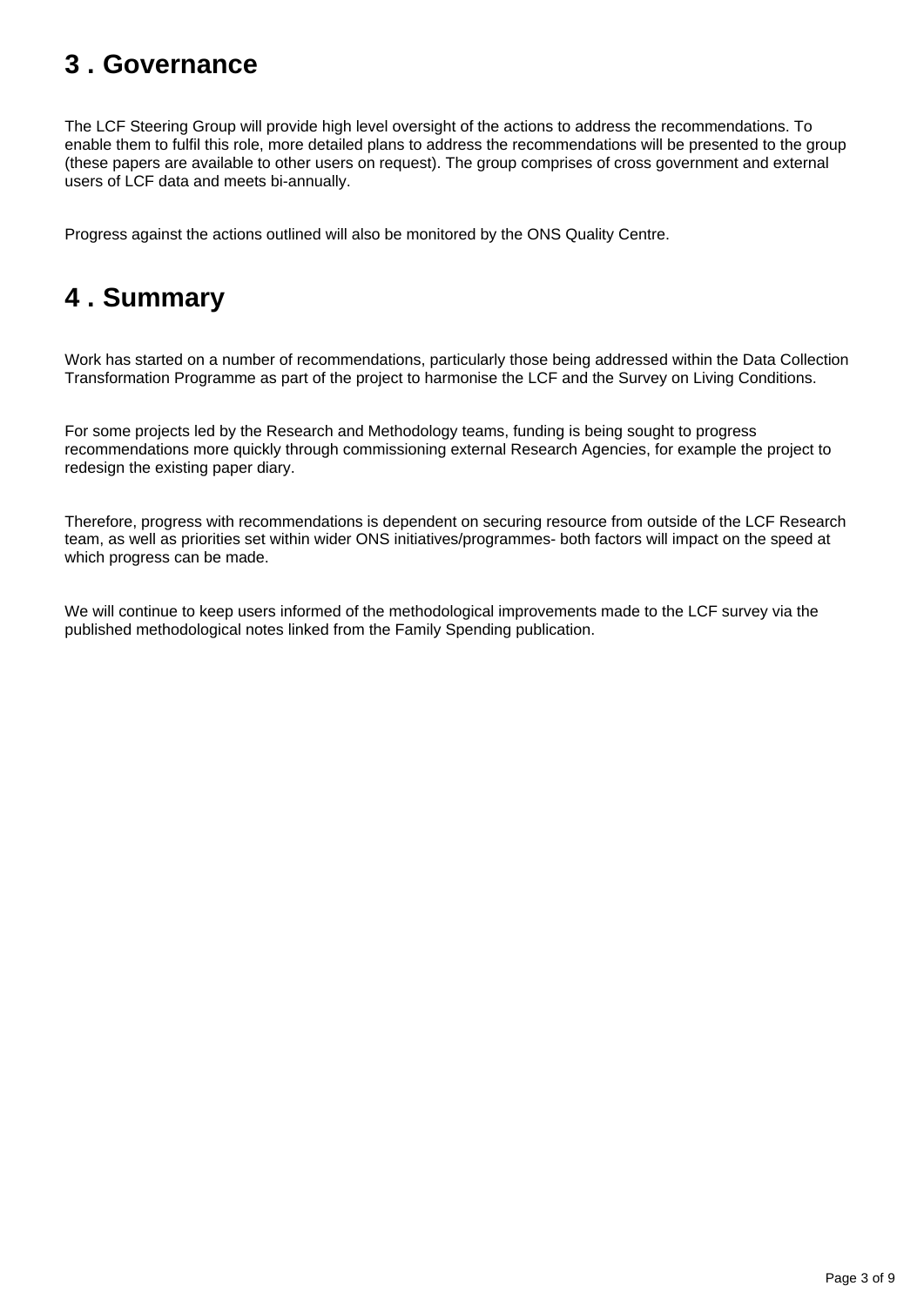## 3 . Governance

The LCF Steering Group will provide high level oversight of the actions to address the recommendations. To enable them to fulfil this role, more detailed plans to address the recommendations will be presented to the group (these papers are available to other users on request). The group comprises of cross government and external users of LCF data and meets bi-annually.

Progress against the actions outlined will also be monitored by the ONS Quality Centre.

## 4 . Summary

Work has started on a number of recommendations, particularly those being addressed within the Data Collection Transformation Programme as part of the project to harmonise the LCF and the Survey on Living Conditions.

For some projects led by the Research and Methodology teams, funding is being sought to progress recommendations more quickly through commissioning external Research Agencies, for example the project to redesign the existing paper diary.

Therefore, progress with recommendations is dependent on securing resource from outside of the LCF Research team, as well as priorities set within wider ONS initiatives/programmes- both factors will impact on the speed at which progress can be made.

We will continue to keep users informed of the methodological improvements made to the LCF survey via the published methodological notes linked from the Family Spending publication.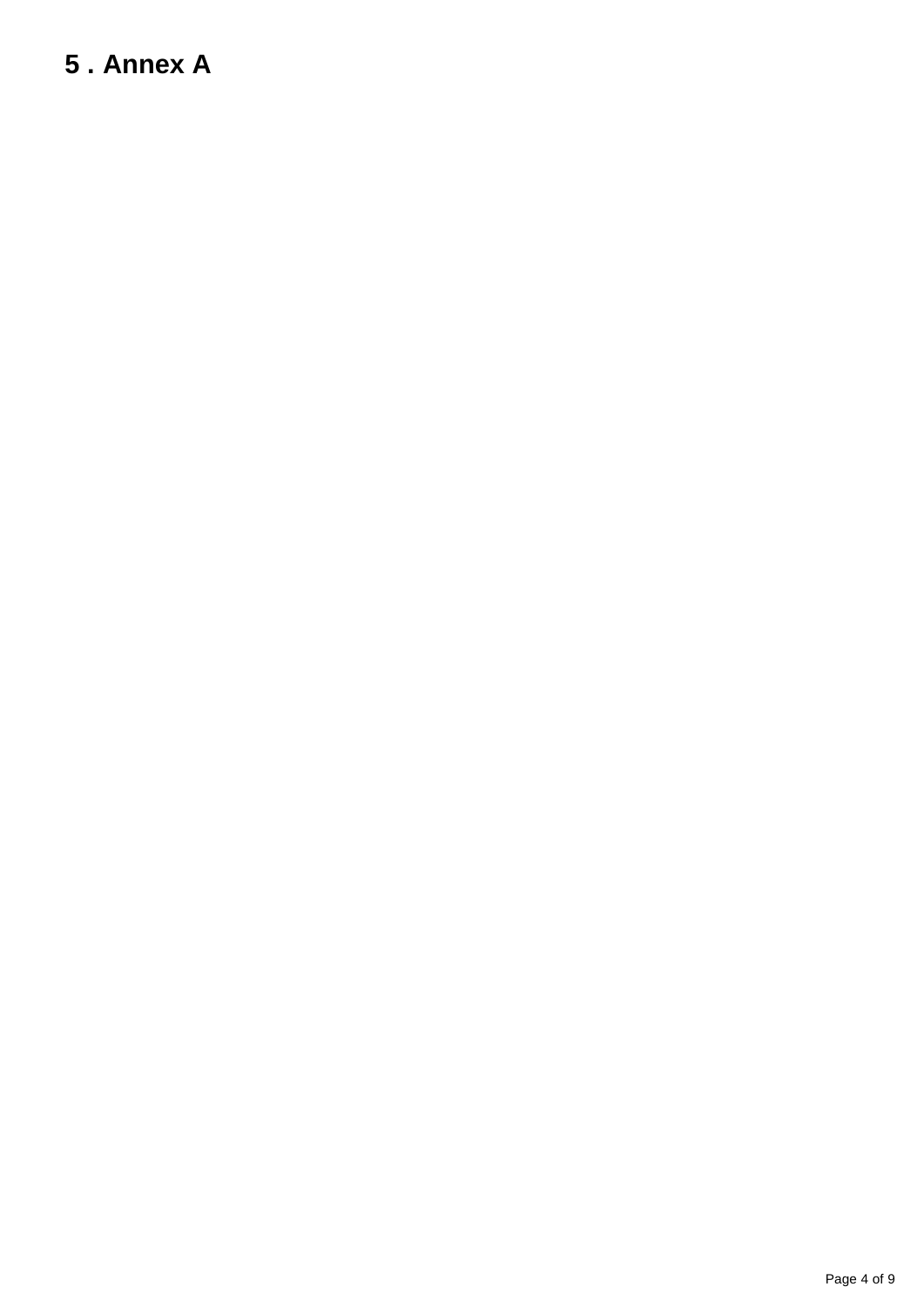## 5 . Annex A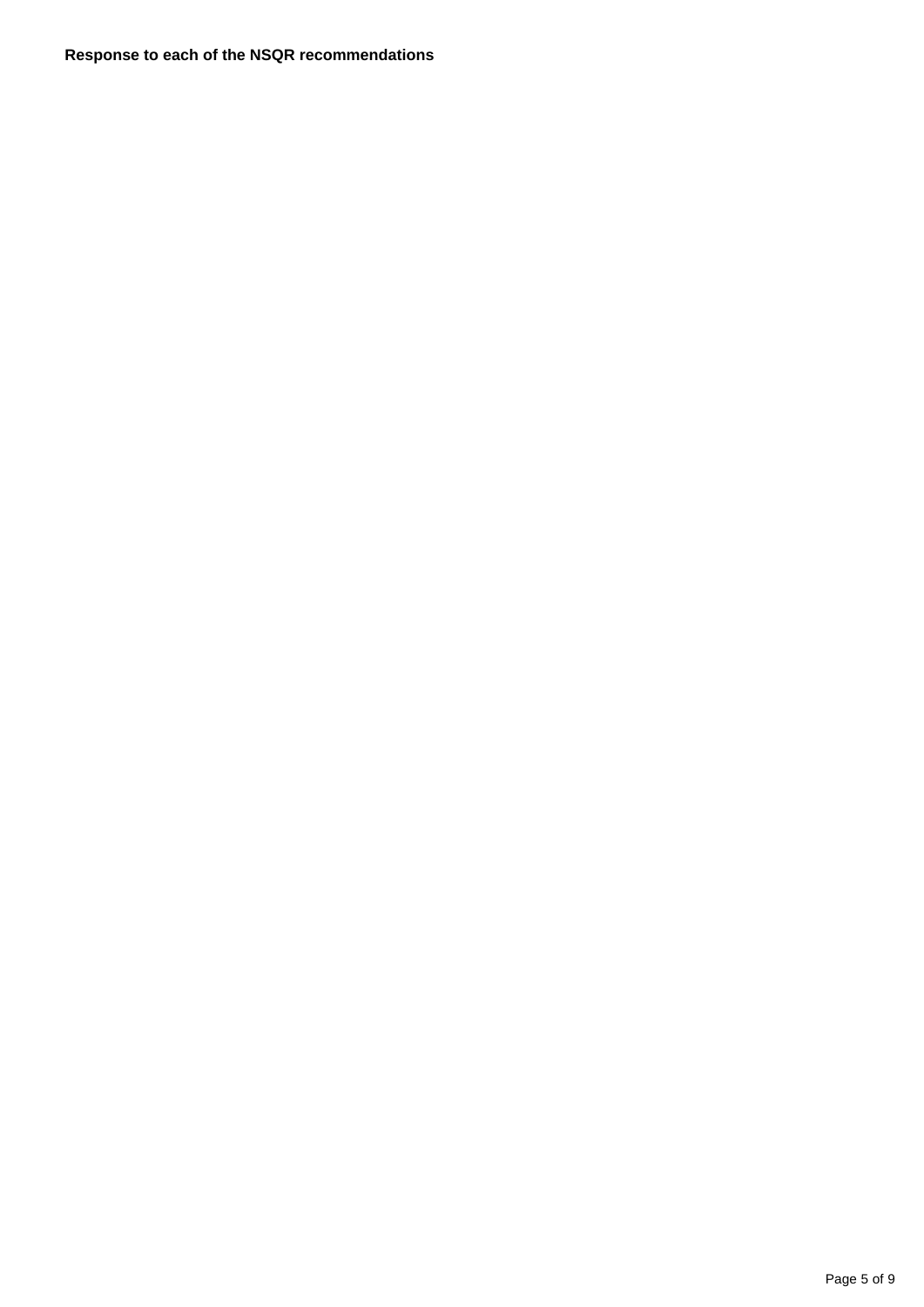**Response to each of the NSQR recommendations**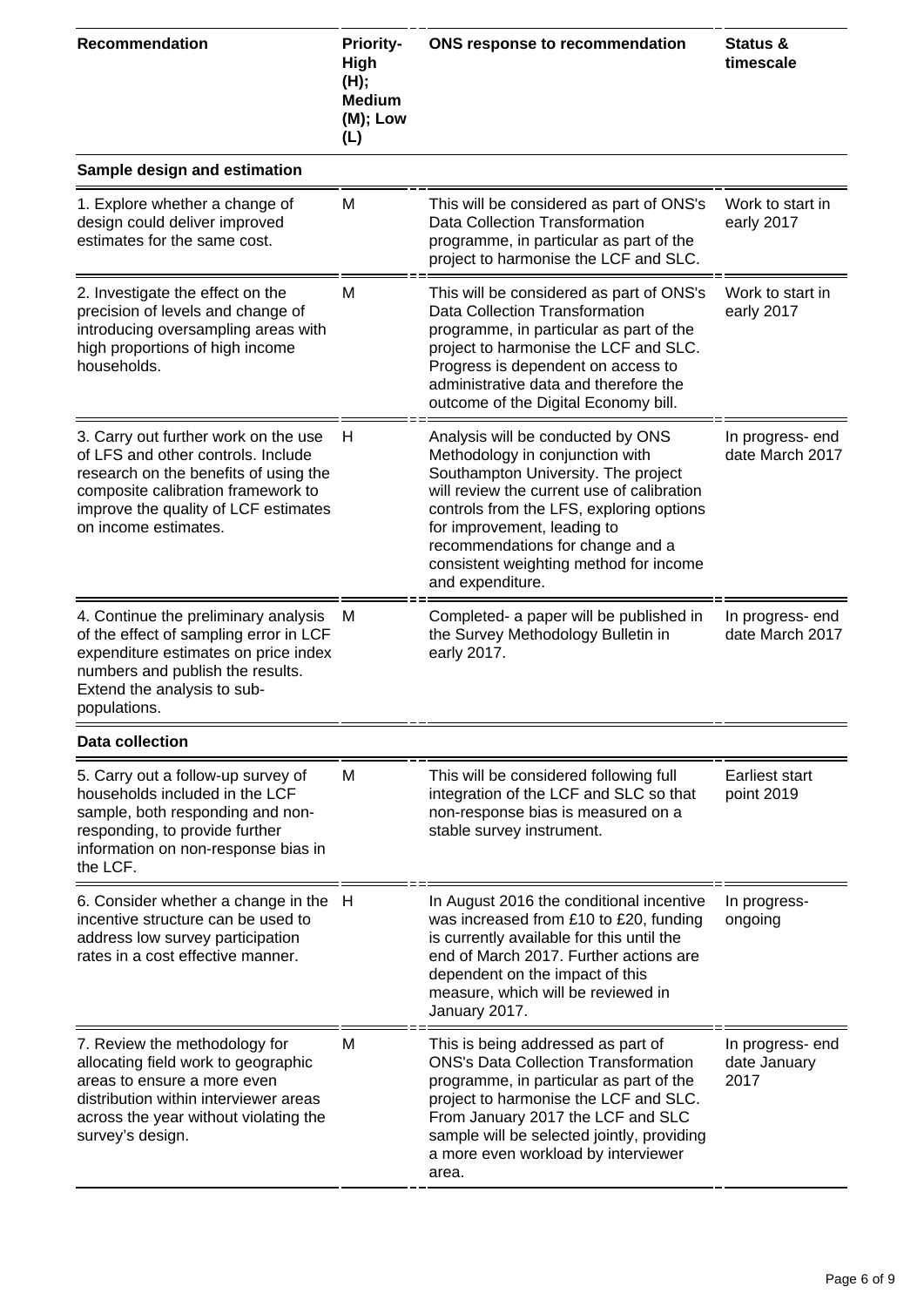| Recommendation | Priority- High (H); Medium (M); Low (L) | ONS response to recommendation | Status & timescale |
|---|---|---|---|
| **Sample design and estimation** | | | |
| 1. Explore whether a change of design could deliver improved estimates for the same cost. | M | This will be considered as part of ONS's Data Collection Transformation programme, in particular as part of the project to harmonise the LCF and SLC. | Work to start in early 2017 |
| 2. Investigate the effect on the precision of levels and change of introducing oversampling areas with high proportions of high income households. | M | This will be considered as part of ONS's Data Collection Transformation programme, in particular as part of the project to harmonise the LCF and SLC. Progress is dependent on access to administrative data and therefore the outcome of the Digital Economy bill. | Work to start in early 2017 |
| 3. Carry out further work on the use of LFS and other controls. Include research on the benefits of using the composite calibration framework to improve the quality of LCF estimates on income estimates. | H | Analysis will be conducted by ONS Methodology in conjunction with Southampton University. The project will review the current use of calibration controls from the LFS, exploring options for improvement, leading to recommendations for change and a consistent weighting method for income and expenditure. | In progress- end date March 2017 |
| 4. Continue the preliminary analysis of the effect of sampling error in LCF expenditure estimates on price index numbers and publish the results. Extend the analysis to sub-populations. | M | Completed- a paper will be published in the Survey Methodology Bulletin in early 2017. | In progress- end date March 2017 |
| **Data collection** | | | |
| 5. Carry out a follow-up survey of households included in the LCF sample, both responding and non-responding, to provide further information on non-response bias in the LCF. | M | This will be considered following full integration of the LCF and SLC so that non-response bias is measured on a stable survey instrument. | Earliest start point 2019 |
| 6. Consider whether a change in the incentive structure can be used to address low survey participation rates in a cost effective manner. | H | In August 2016 the conditional incentive was increased from £10 to £20, funding is currently available for this until the end of March 2017. Further actions are dependent on the impact of this measure, which will be reviewed in January 2017. | In progress- ongoing |
| 7. Review the methodology for allocating field work to geographic areas to ensure a more even distribution within interviewer areas across the year without violating the survey's design. | M | This is being addressed as part of ONS's Data Collection Transformation programme, in particular as part of the project to harmonise the LCF and SLC. From January 2017 the LCF and SLC sample will be selected jointly, providing a more even workload by interviewer area. | In progress- end date January 2017 |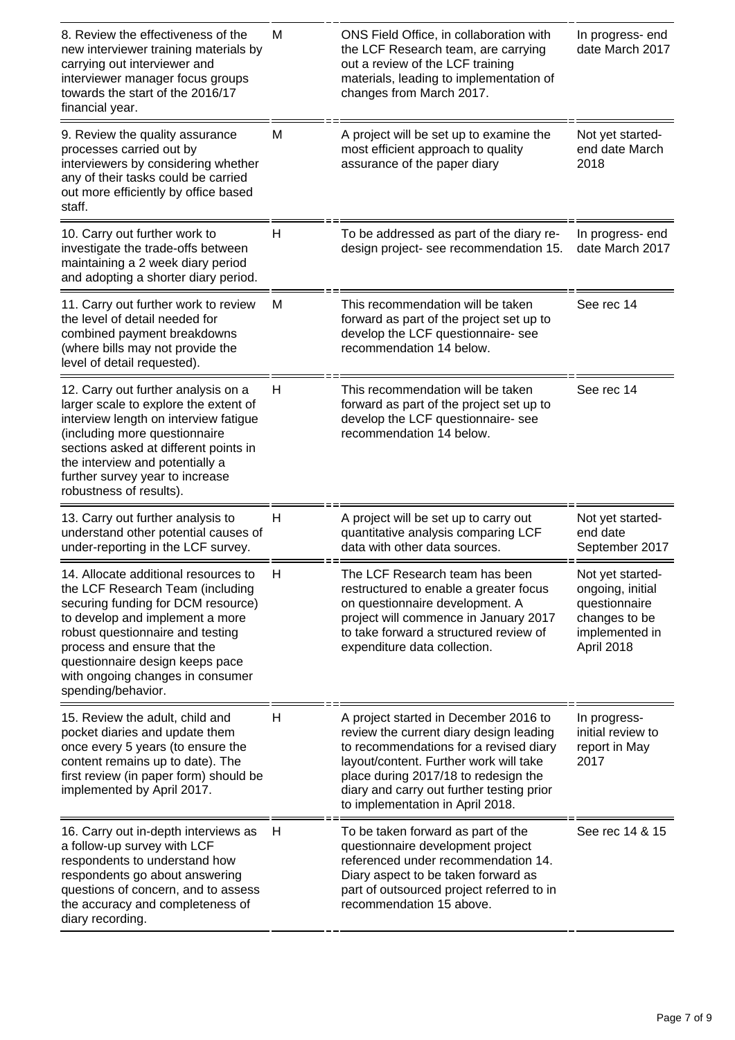| | | | |
|---|---|---|---|
| 8. Review the effectiveness of the new interviewer training materials by carrying out interviewer and interviewer manager focus groups towards the start of the 2016/17 financial year. | M | ONS Field Office, in collaboration with the LCF Research team, are carrying out a review of the LCF training materials, leading to implementation of changes from March 2017. | In progress- end date March 2017 |
| 9. Review the quality assurance processes carried out by interviewers by considering whether any of their tasks could be carried out more efficiently by office based staff. | M | A project will be set up to examine the most efficient approach to quality assurance of the paper diary | Not yet started- end date March 2018 |
| 10. Carry out further work to investigate the trade-offs between maintaining a 2 week diary period and adopting a shorter diary period. | H | To be addressed as part of the diary re-design project- see recommendation 15. | In progress- end date March 2017 |
| 11. Carry out further work to review the level of detail needed for combined payment breakdowns (where bills may not provide the level of detail requested). | M | This recommendation will be taken forward as part of the project set up to develop the LCF questionnaire- see recommendation 14 below. | See rec 14 |
| 12. Carry out further analysis on a larger scale to explore the extent of interview length on interview fatigue (including more questionnaire sections asked at different points in the interview and potentially a further survey year to increase robustness of results). | H | This recommendation will be taken forward as part of the project set up to develop the LCF questionnaire- see recommendation 14 below. | See rec 14 |
| 13. Carry out further analysis to understand other potential causes of under-reporting in the LCF survey. | H | A project will be set up to carry out quantitative analysis comparing LCF data with other data sources. | Not yet started- end date September 2017 |
| 14. Allocate additional resources to the LCF Research Team (including securing funding for DCM resource) to develop and implement a more robust questionnaire and testing process and ensure that the questionnaire design keeps pace with ongoing changes in consumer spending/behavior. | H | The LCF Research team has been restructured to enable a greater focus on questionnaire development. A project will commence in January 2017 to take forward a structured review of expenditure data collection. | Not yet started- ongoing, initial questionnaire changes to be implemented in April 2018 |
| 15. Review the adult, child and pocket diaries and update them once every 5 years (to ensure the content remains up to date). The first review (in paper form) should be implemented by April 2017. | H | A project started in December 2016 to review the current diary design leading to recommendations for a revised diary layout/content. Further work will take place during 2017/18 to redesign the diary and carry out further testing prior to implementation in April 2018. | In progress- initial review to report in May 2017 |
| 16. Carry out in-depth interviews as a follow-up survey with LCF respondents to understand how respondents go about answering questions of concern, and to assess the accuracy and completeness of diary recording. | H | To be taken forward as part of the questionnaire development project referenced under recommendation 14. Diary aspect to be taken forward as part of outsourced project referred to in recommendation 15 above. | See rec 14 & 15 |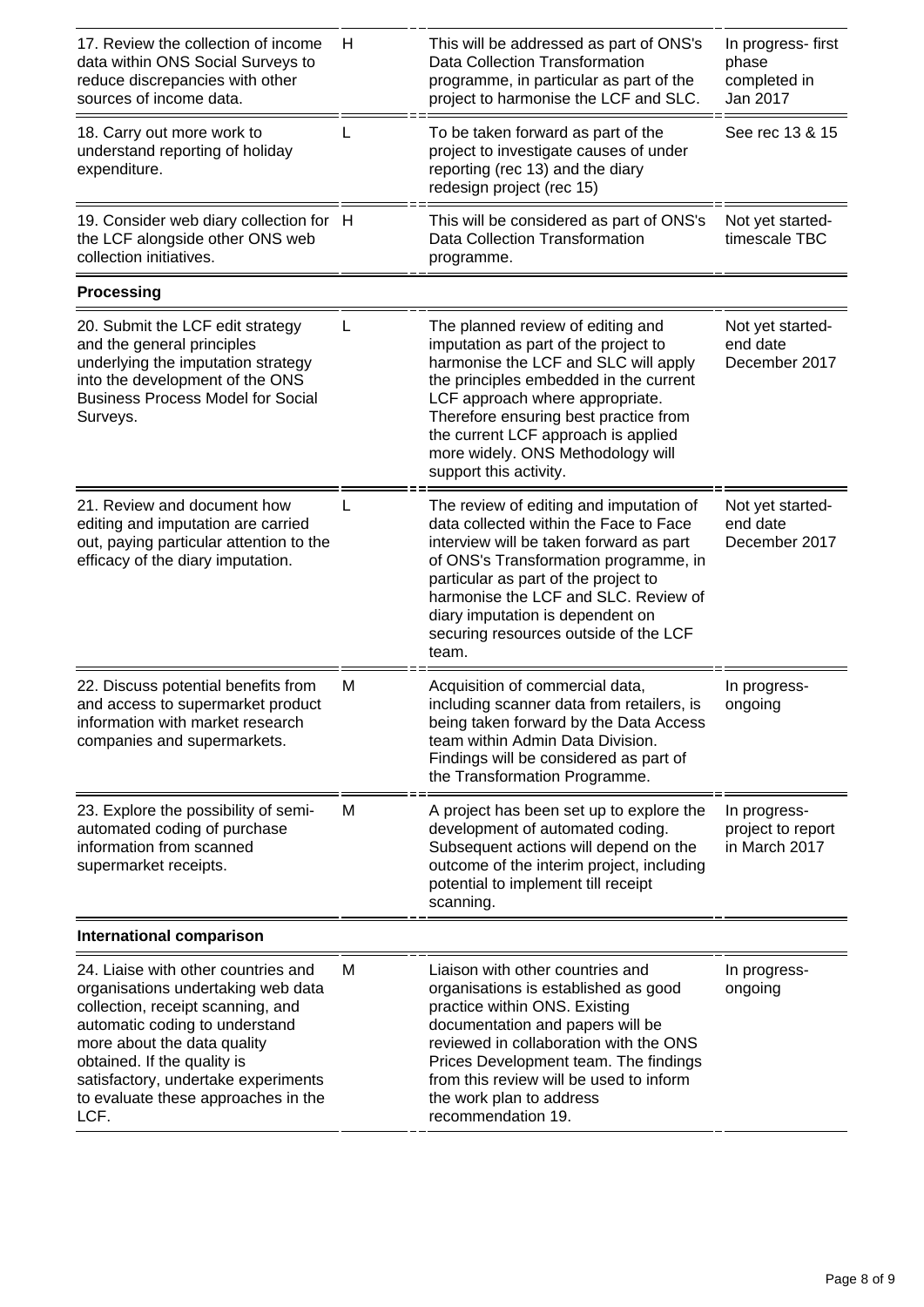| | | | |
|---|---|---|---|
| 17. Review the collection of income data within ONS Social Surveys to reduce discrepancies with other sources of income data. | H | This will be addressed as part of ONS's Data Collection Transformation programme, in particular as part of the project to harmonise the LCF and SLC. | In progress- first phase completed in Jan 2017 |
| 18. Carry out more work to understand reporting of holiday expenditure. | L | To be taken forward as part of the project to investigate causes of under reporting (rec 13) and the diary redesign project (rec 15) | See rec 13 & 15 |
| 19. Consider web diary collection for the LCF alongside other ONS web collection initiatives. | H | This will be considered as part of ONS's Data Collection Transformation programme. | Not yet started- timescale TBC |
| **Processing** | | | |
| 20. Submit the LCF edit strategy and the general principles underlying the imputation strategy into the development of the ONS Business Process Model for Social Surveys. | L | The planned review of editing and imputation as part of the project to harmonise the LCF and SLC will apply the principles embedded in the current LCF approach where appropriate. Therefore ensuring best practice from the current LCF approach is applied more widely. ONS Methodology will support this activity. | Not yet started- end date December 2017 |
| 21. Review and document how editing and imputation are carried out, paying particular attention to the efficacy of the diary imputation. | L | The review of editing and imputation of data collected within the Face to Face interview will be taken forward as part of ONS's Transformation programme, in particular as part of the project to harmonise the LCF and SLC. Review of diary imputation is dependent on securing resources outside of the LCF team. | Not yet started- end date December 2017 |
| 22. Discuss potential benefits from and access to supermarket product information with market research companies and supermarkets. | M | Acquisition of commercial data, including scanner data from retailers, is being taken forward by the Data Access team within Admin Data Division. Findings will be considered as part of the Transformation Programme. | In progress- ongoing |
| 23. Explore the possibility of semi-automated coding of purchase information from scanned supermarket receipts. | M | A project has been set up to explore the development of automated coding. Subsequent actions will depend on the outcome of the interim project, including potential to implement till receipt scanning. | In progress- project to report in March 2017 |
| **International comparison** | | | |
| 24. Liaise with other countries and organisations undertaking web data collection, receipt scanning, and automatic coding to understand more about the data quality obtained. If the quality is satisfactory, undertake experiments to evaluate these approaches in the LCF. | M | Liaison with other countries and organisations is established as good practice within ONS. Existing documentation and papers will be reviewed in collaboration with the ONS Prices Development team. The findings from this review will be used to inform the work plan to address recommendation 19. | In progress- ongoing |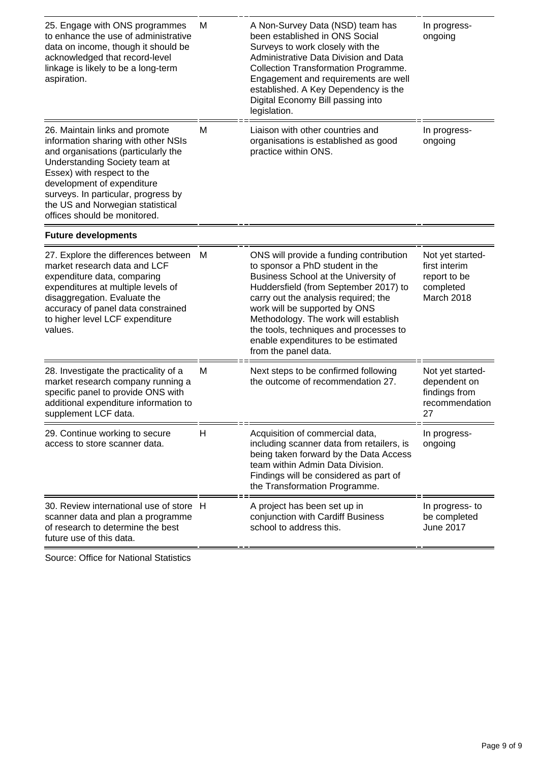| | | | |
|---|---|---|---|
| 25. Engage with ONS programmes to enhance the use of administrative data on income, though it should be acknowledged that record-level linkage is likely to be a long-term aspiration. | M | A Non-Survey Data (NSD) team has been established in ONS Social Surveys to work closely with the Administrative Data Division and Data Collection Transformation Programme. Engagement and requirements are well established. A Key Dependency is the Digital Economy Bill passing into legislation. | In progress- ongoing |
| 26. Maintain links and promote information sharing with other NSIs and organisations (particularly the Understanding Society team at Essex) with respect to the development of expenditure surveys. In particular, progress by the US and Norwegian statistical offices should be monitored. | M | Liaison with other countries and organisations is established as good practice within ONS. | In progress- ongoing |
| **Future developments** | | | |
| 27. Explore the differences between market research data and LCF expenditure data, comparing expenditures at multiple levels of disaggregation. Evaluate the accuracy of panel data constrained to higher level LCF expenditure values. | M | ONS will provide a funding contribution to sponsor a PhD student in the Business School at the University of Huddersfield (from September 2017) to carry out the analysis required; the work will be supported by ONS Methodology. The work will establish the tools, techniques and processes to enable expenditures to be estimated from the panel data. | Not yet started- first interim report to be completed March 2018 |
| 28. Investigate the practicality of a market research company running a specific panel to provide ONS with additional expenditure information to supplement LCF data. | M | Next steps to be confirmed following the outcome of recommendation 27. | Not yet started- dependent on findings from recommendation 27 |
| 29. Continue working to secure access to store scanner data. | H | Acquisition of commercial data, including scanner data from retailers, is being taken forward by the Data Access team within Admin Data Division. Findings will be considered as part of the Transformation Programme. | In progress- ongoing |
| 30. Review international use of store scanner data and plan a programme of research to determine the best future use of this data. | H | A project has been set up in conjunction with Cardiff Business school to address this. | In progress- to be completed June 2017 |

Source: Office for National Statistics